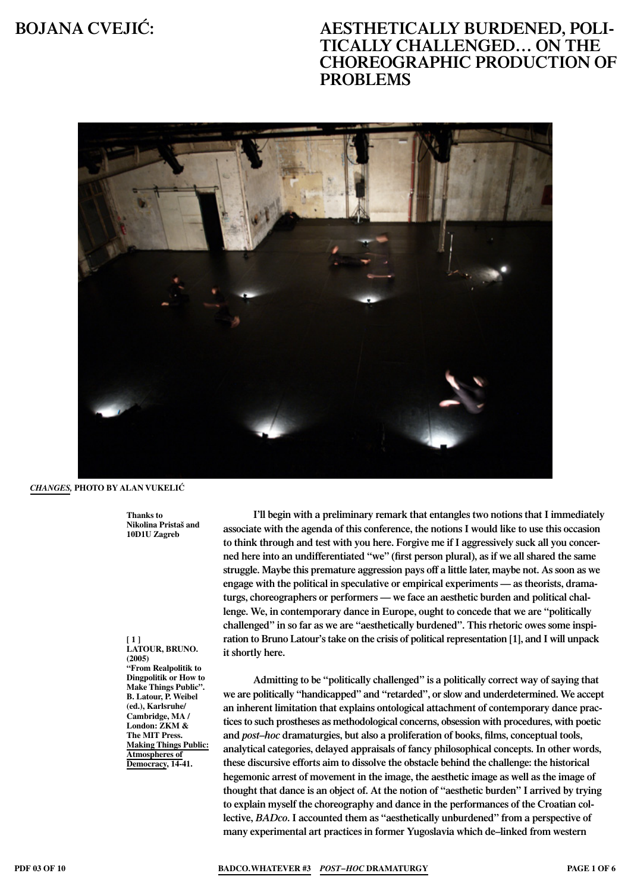# BOJANA CVEJIĆ: AESTHETICALLY BURDENED, POLITICALLY CHALLENGED… ON THE CHOREOGRAPHIC PRODUCTION OF PROBLEMS

***CHANGES*, PHOTO BY ALAN VUKELIĆ**

**Thanks to Nikolina Pristaš and 10D1U Zagreb**

I'll begin with a preliminary remark that entangles two notions that I immediately associate with the agenda of this conference, the notions I would like to use this occasion to think through and test with you here. Forgive me if I aggressively suck all you concerned here into an undifferentiated "we" (first person plural), as if we all shared the same struggle. Maybe this premature aggression pays off a little later, maybe not. As soon as we engage with the political in speculative or empirical experiments — as theorists, dramaturgs, choreographers or performers — we face an aesthetic burden and political challenge. We, in contemporary dance in Europe, ought to concede that we are "politically challenged" in so far as we are "aesthetically burdened". This rhetoric owes some inspiration to Bruno Latour's take on the crisis of political representation [1], and I will unpack it shortly here.

**[ 1 ] LATOUR, BRUNO. (2005) "From Realpolitik to Dingpolitik or How to Make Things Public". B. Latour, P. Weibel (ed.), Karlsruhe/ Cambridge, MA / London: ZKM & The MIT Press. Making Things Public: Atmospheres of Democracy, 14-41.**

Admitting to be "politically challenged" is a politically correct way of saying that we are politically "handicapped" and "retarded", or slow and underdetermined. We accept an inherent limitation that explains ontological attachment of contemporary dance practices to such prostheses as methodological concerns, obsession with procedures, with poetic and *post–hoc* dramaturgies, but also a proliferation of books, films, conceptual tools, analytical categories, delayed appraisals of fancy philosophical concepts. In other words, these discursive efforts aim to dissolve the obstacle behind the challenge: the historical hegemonic arrest of movement in the image, the aesthetic image as well as the image of thought that dance is an object of. At the notion of "aesthetic burden" I arrived by trying to explain myself the choreography and dance in the performances of the Croatian collective, *BADco*. I accounted them as "aesthetically unburdened" from a perspective of many experimental art practices in former Yugoslavia which de–linked from western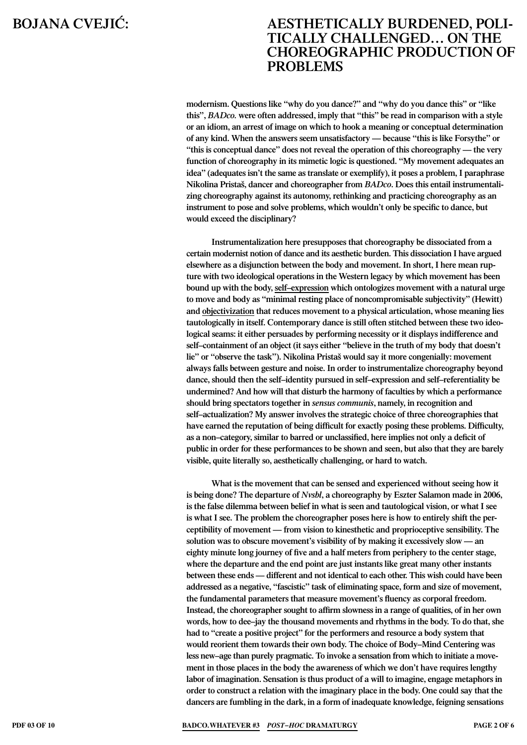modernism. Questions like “why do you dance?” and “why do you dance this” or “like this”, *BADco.* were often addressed, imply that “this” be read in comparison with a style or an idiom, an arrest of image on which to hook a meaning or conceptual determination of any kind. When the answers seem unsatisfactory — because “this is like Forsythe” or “this is conceptual dance” does not reveal the operation of this choreography — the very function of choreography in its mimetic logic is questioned. “My movement adequates an idea” (adequates isn’t the same as translate or exemplify), it poses a problem, I paraphrase Nikolina Pristaš, dancer and choreographer from *BADco*. Does this entail instrumentalizing choreography against its autonomy, rethinking and practicing choreography as an instrument to pose and solve problems, which wouldn’t only be specific to dance, but would exceed the disciplinary?

Instrumentalization here presupposes that choreography be dissociated from a certain modernist notion of dance and its aesthetic burden. This dissociation I have argued elsewhere as a disjunction between the body and movement. In short, I here mean rupture with two ideological operations in the Western legacy by which movement has been bound up with the body, self–expression which ontologizes movement with a natural urge to move and body as “minimal resting place of noncompromisable subjectivity” (Hewitt) and objectivization that reduces movement to a physical articulation, whose meaning lies tautologically in itself. Contemporary dance is still often stitched between these two ideological seams: it either persuades by performing necessity or it displays indifference and self–containment of an object (it says either “believe in the truth of my body that doesn’t lie” or “observe the task”). Nikolina Pristaš would say it more congenially: movement always falls between gesture and noise. In order to instrumentalize choreography beyond dance, should then the self–identity pursued in self–expression and self–referentiality be undermined? And how will that disturb the harmony of faculties by which a performance should bring spectators together in *sensus communis*, namely, in recognition and self–actualization? My answer involves the strategic choice of three choreographies that have earned the reputation of being difficult for exactly posing these problems. Difficulty, as a non–category, similar to barred or unclassified, here implies not only a deficit of public in order for these performances to be shown and seen, but also that they are barely visible, quite literally so, aesthetically challenging, or hard to watch.

What is the movement that can be sensed and experienced without seeing how it is being done? The departure of *Nvsbl*, a choreography by Eszter Salamon made in 2006, is the false dilemma between belief in what is seen and tautological vision, or what I see is what I see. The problem the choreographer poses here is how to entirely shift the perceptibility of movement — from vision to kinesthetic and proprioceptive sensibility. The solution was to obscure movement’s visibility of by making it excessively slow — an eighty minute long journey of five and a half meters from periphery to the center stage, where the departure and the end point are just instants like great many other instants between these ends — different and not identical to each other. This wish could have been addressed as a negative, “fascistic” task of eliminating space, form and size of movement, the fundamental parameters that measure movement’s fluency as corporal freedom. Instead, the choreographer sought to affirm slowness in a range of qualities, of in her own words, how to dee–jay the thousand movements and rhythms in the body. To do that, she had to “create a positive project” for the performers and resource a body system that would reorient them towards their own body. The choice of Body–Mind Centering was less new–age than purely pragmatic. To invoke a sensation from which to initiate a movement in those places in the body the awareness of which we don’t have requires lengthy labor of imagination. Sensation is thus product of a will to imagine, engage metaphors in order to construct a relation with the imaginary place in the body. One could say that the dancers are fumbling in the dark, in a form of inadequate knowledge, feigning sensations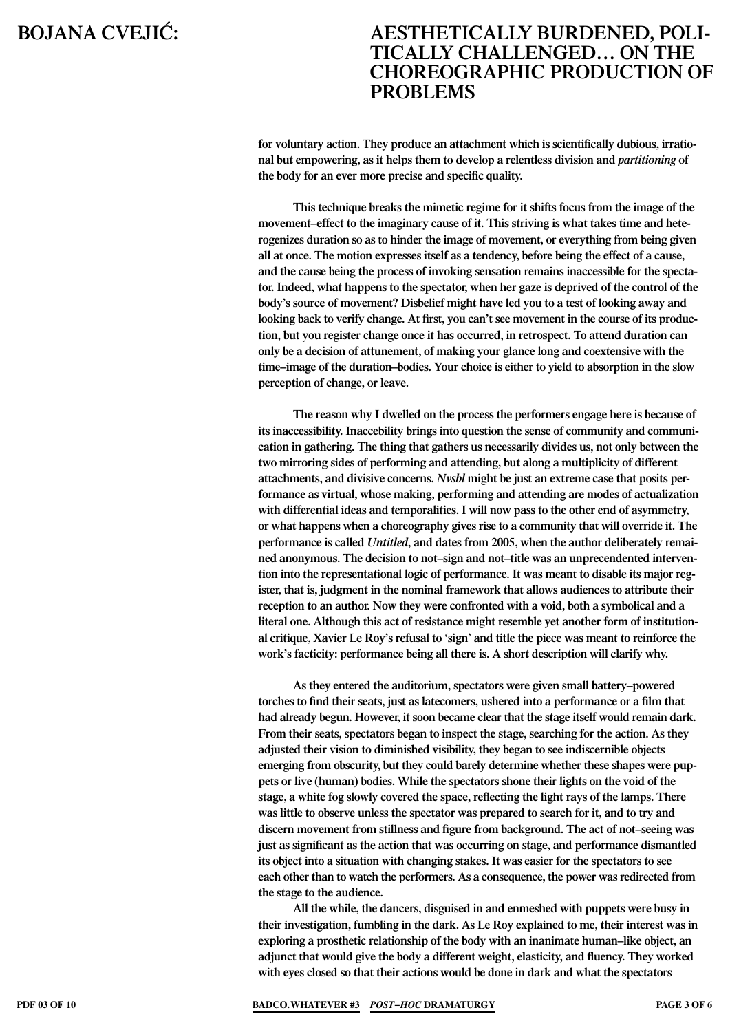for voluntary action. They produce an attachment which is scientifically dubious, irrational but empowering, as it helps them to develop a relentless division and *partitioning* of the body for an ever more precise and specific quality.

This technique breaks the mimetic regime for it shifts focus from the image of the movement–effect to the imaginary cause of it. This striving is what takes time and heterogenizes duration so as to hinder the image of movement, or everything from being given all at once. The motion expresses itself as a tendency, before being the effect of a cause, and the cause being the process of invoking sensation remains inaccessible for the spectator. Indeed, what happens to the spectator, when her gaze is deprived of the control of the body's source of movement? Disbelief might have led you to a test of looking away and looking back to verify change. At first, you can't see movement in the course of its production, but you register change once it has occurred, in retrospect. To attend duration can only be a decision of attunement, of making your glance long and coextensive with the time–image of the duration–bodies. Your choice is either to yield to absorption in the slow perception of change, or leave.

The reason why I dwelled on the process the performers engage here is because of its inaccessibility. Inaccebility brings into question the sense of community and communication in gathering. The thing that gathers us necessarily divides us, not only between the two mirroring sides of performing and attending, but along a multiplicity of different attachments, and divisive concerns. *Nvsbl* might be just an extreme case that posits performance as virtual, whose making, performing and attending are modes of actualization with differential ideas and temporalities. I will now pass to the other end of asymmetry, or what happens when a choreography gives rise to a community that will override it. The performance is called *Untitled*, and dates from 2005, when the author deliberately remained anonymous. The decision to not–sign and not–title was an unprecendented intervention into the representational logic of performance. It was meant to disable its major register, that is, judgment in the nominal framework that allows audiences to attribute their reception to an author. Now they were confronted with a void, both a symbolical and a literal one. Although this act of resistance might resemble yet another form of institutional critique, Xavier Le Roy's refusal to 'sign' and title the piece was meant to reinforce the work's facticity: performance being all there is. A short description will clarify why.

As they entered the auditorium, spectators were given small battery–powered torches to find their seats, just as latecomers, ushered into a performance or a film that had already begun. However, it soon became clear that the stage itself would remain dark. From their seats, spectators began to inspect the stage, searching for the action. As they adjusted their vision to diminished visibility, they began to see indiscernible objects emerging from obscurity, but they could barely determine whether these shapes were puppets or live (human) bodies. While the spectators shone their lights on the void of the stage, a white fog slowly covered the space, reflecting the light rays of the lamps. There was little to observe unless the spectator was prepared to search for it, and to try and discern movement from stillness and figure from background. The act of not–seeing was just as significant as the action that was occurring on stage, and performance dismantled its object into a situation with changing stakes. It was easier for the spectators to see each other than to watch the performers. As a consequence, the power was redirected from the stage to the audience.

All the while, the dancers, disguised in and enmeshed with puppets were busy in their investigation, fumbling in the dark. As Le Roy explained to me, their interest was in exploring a prosthetic relationship of the body with an inanimate human–like object, an adjunct that would give the body a different weight, elasticity, and fluency. They worked with eyes closed so that their actions would be done in dark and what the spectators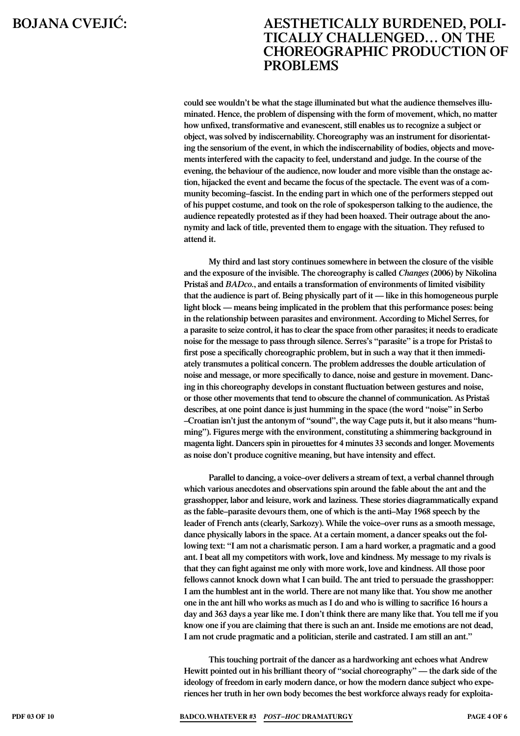could see wouldn't be what the stage illuminated but what the audience themselves illuminated. Hence, the problem of dispensing with the form of movement, which, no matter how unfixed, transformative and evanescent, still enables us to recognize a subject or object, was solved by indiscernability. Choreography was an instrument for disorientating the sensorium of the event, in which the indiscernability of bodies, objects and movements interfered with the capacity to feel, understand and judge. In the course of the evening, the behaviour of the audience, now louder and more visible than the onstage action, hijacked the event and became the focus of the spectacle. The event was of a community becoming–fascist. In the ending part in which one of the performers stepped out of his puppet costume, and took on the role of spokesperson talking to the audience, the audience repeatedly protested as if they had been hoaxed. Their outrage about the anonymity and lack of title, prevented them to engage with the situation. They refused to attend it.

My third and last story continues somewhere in between the closure of the visible and the exposure of the invisible. The choreography is called *Changes* (2006) by Nikolina Pristaš and *BADco.*, and entails a transformation of environments of limited visibility that the audience is part of. Being physically part of it — like in this homogeneous purple light block — means being implicated in the problem that this performance poses: being in the relationship between parasites and environment. According to Michel Serres, for a parasite to seize control, it has to clear the space from other parasites; it needs to eradicate noise for the message to pass through silence. Serres's "parasite" is a trope for Pristaš to first pose a specifically choreographic problem, but in such a way that it then immediately transmutes a political concern. The problem addresses the double articulation of noise and message, or more specifically to dance, noise and gesture in movement. Dancing in this choreography develops in constant fluctuation between gestures and noise, or those other movements that tend to obscure the channel of communication. As Pristaš describes, at one point dance is just humming in the space (the word "noise" in Serbo–Croatian isn't just the antonym of "sound", the way Cage puts it, but it also means "humming"). Figures merge with the environment, constituting a shimmering background in magenta light. Dancers spin in pirouettes for 4 minutes 33 seconds and longer. Movements as noise don't produce cognitive meaning, but have intensity and effect.

Parallel to dancing, a voice–over delivers a stream of text, a verbal channel through which various anecdotes and observations spin around the fable about the ant and the grasshopper, labor and leisure, work and laziness. These stories diagrammatically expand as the fable–parasite devours them, one of which is the anti–May 1968 speech by the leader of French ants (clearly, Sarkozy). While the voice–over runs as a smooth message, dance physically labors in the space. At a certain moment, a dancer speaks out the following text: "I am not a charismatic person. I am a hard worker, a pragmatic and a good ant. I beat all my competitors with work, love and kindness. My message to my rivals is that they can fight against me only with more work, love and kindness. All those poor fellows cannot knock down what I can build. The ant tried to persuade the grasshopper: I am the humblest ant in the world. There are not many like that. You show me another one in the ant hill who works as much as I do and who is willing to sacrifice 16 hours a day and 363 days a year like me. I don't think there are many like that. You tell me if you know one if you are claiming that there is such an ant. Inside me emotions are not dead, I am not crude pragmatic and a politician, sterile and castrated. I am still an ant."

This touching portrait of the dancer as a hardworking ant echoes what Andrew Hewitt pointed out in his brilliant theory of "social choreography" — the dark side of the ideology of freedom in early modern dance, or how the modern dance subject who experiences her truth in her own body becomes the best workforce always ready for exploita-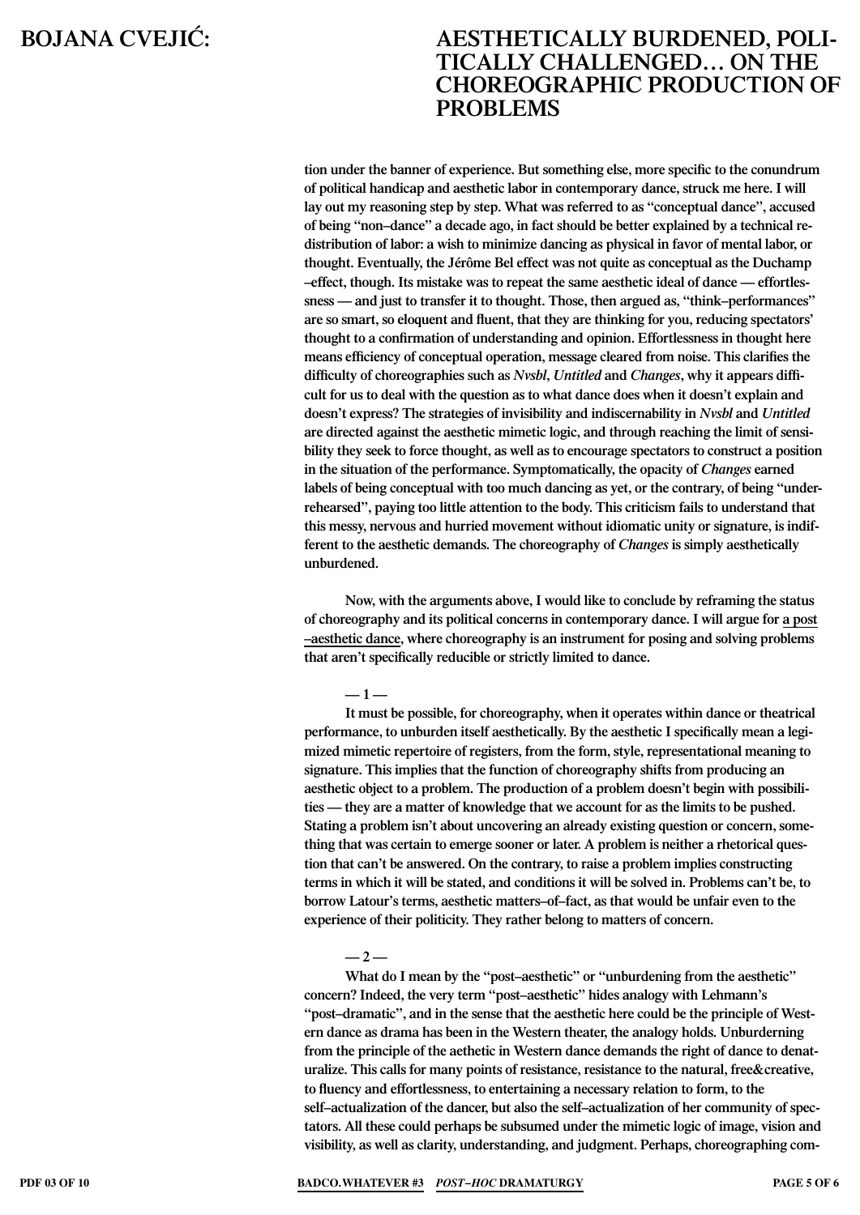tion under the banner of experience. But something else, more specific to the conundrum of political handicap and aesthetic labor in contemporary dance, struck me here. I will lay out my reasoning step by step. What was referred to as "conceptual dance", accused of being "non–dance" a decade ago, in fact should be better explained by a technical redistribution of labor: a wish to minimize dancing as physical in favor of mental labor, or thought. Eventually, the Jérôme Bel effect was not quite as conceptual as the Duchamp –effect, though. Its mistake was to repeat the same aesthetic ideal of dance — effortlessness — and just to transfer it to thought. Those, then argued as, "think–performances" are so smart, so eloquent and fluent, that they are thinking for you, reducing spectators' thought to a confirmation of understanding and opinion. Effortlessness in thought here means efficiency of conceptual operation, message cleared from noise. This clarifies the difficulty of choreographies such as *Nvsbl*, *Untitled* and *Changes*, why it appears difficult for us to deal with the question as to what dance does when it doesn't explain and doesn't express? The strategies of invisibility and indiscernability in *Nvsbl* and *Untitled* are directed against the aesthetic mimetic logic, and through reaching the limit of sensibility they seek to force thought, as well as to encourage spectators to construct a position in the situation of the performance. Symptomatically, the opacity of *Changes* earned labels of being conceptual with too much dancing as yet, or the contrary, of being "underrehearsed", paying too little attention to the body. This criticism fails to understand that this messy, nervous and hurried movement without idiomatic unity or signature, is indifferent to the aesthetic demands. The choreography of *Changes* is simply aesthetically unburdened.

Now, with the arguments above, I would like to conclude by reframing the status of choreography and its political concerns in contemporary dance. I will argue for a post –aesthetic dance, where choreography is an instrument for posing and solving problems that aren't specifically reducible or strictly limited to dance.

— 1 —

It must be possible, for choreography, when it operates within dance or theatrical performance, to unburden itself aesthetically. By the aesthetic I specifically mean a legimized mimetic repertoire of registers, from the form, style, representational meaning to signature. This implies that the function of choreography shifts from producing an aesthetic object to a problem. The production of a problem doesn't begin with possibilities — they are a matter of knowledge that we account for as the limits to be pushed. Stating a problem isn't about uncovering an already existing question or concern, something that was certain to emerge sooner or later. A problem is neither a rhetorical question that can't be answered. On the contrary, to raise a problem implies constructing terms in which it will be stated, and conditions it will be solved in. Problems can't be, to borrow Latour's terms, aesthetic matters–of–fact, as that would be unfair even to the experience of their politicity. They rather belong to matters of concern.

— 2 —

What do I mean by the "post–aesthetic" or "unburdening from the aesthetic" concern? Indeed, the very term "post–aesthetic" hides analogy with Lehmann's "post–dramatic", and in the sense that the aesthetic here could be the principle of Western dance as drama has been in the Western theater, the analogy holds. Unburdening from the principle of the aethetic in Western dance demands the right of dance to denaturalize. This calls for many points of resistance, resistance to the natural, free&creative, to fluency and effortlessness, to entertaining a necessary relation to form, to the self–actualization of the dancer, but also the self–actualization of her community of spectators. All these could perhaps be subsumed under the mimetic logic of image, vision and visibility, as well as clarity, understanding, and judgment. Perhaps, choreographing com-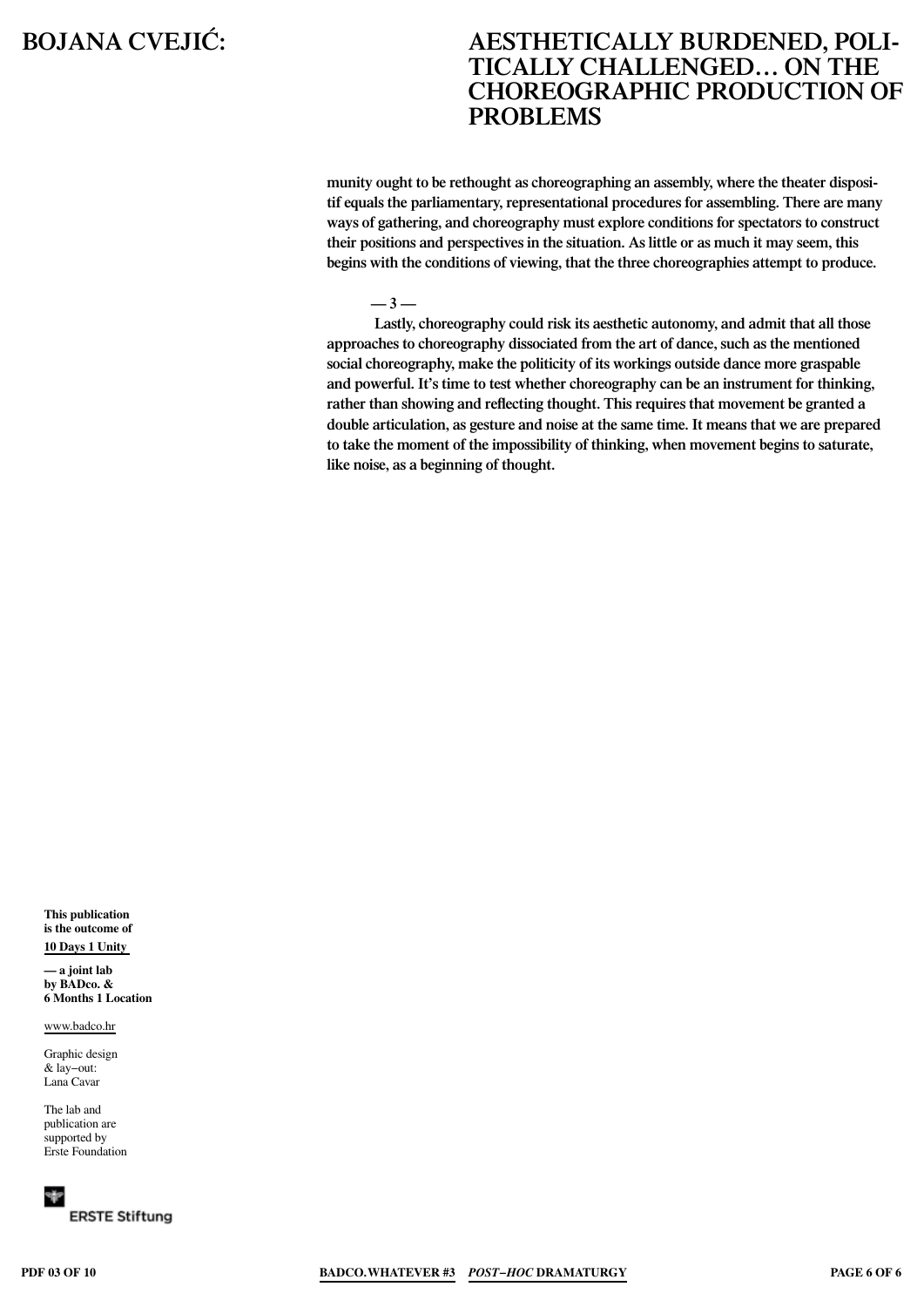munity ought to be rethought as choreographing an assembly, where the theater dispositif equals the parliamentary, representational procedures for assembling. There are many ways of gathering, and choreography must explore conditions for spectators to construct their positions and perspectives in the situation. As little or as much it may seem, this begins with the conditions of viewing, that the three choreographies attempt to produce.

**— 3 —**

Lastly, choreography could risk its aesthetic autonomy, and admit that all those approaches to choreography dissociated from the art of dance, such as the mentioned social choreography, make the politicity of its workings outside dance more graspable and powerful. It's time to test whether choreography can be an instrument for thinking, rather than showing and reflecting thought. This requires that movement be granted a double articulation, as gesture and noise at the same time. It means that we are prepared to take the moment of the impossibility of thinking, when movement begins to saturate, like noise, as a beginning of thought.

**This publication is the outcome of 10 Days 1 Unity — a joint lab by BADco. & 6 Months 1 Location**

www.badco.hr

Graphic design & lay–out: Lana Cavar

The lab and publication are supported by Erste Foundation

ERSTE Stiftung